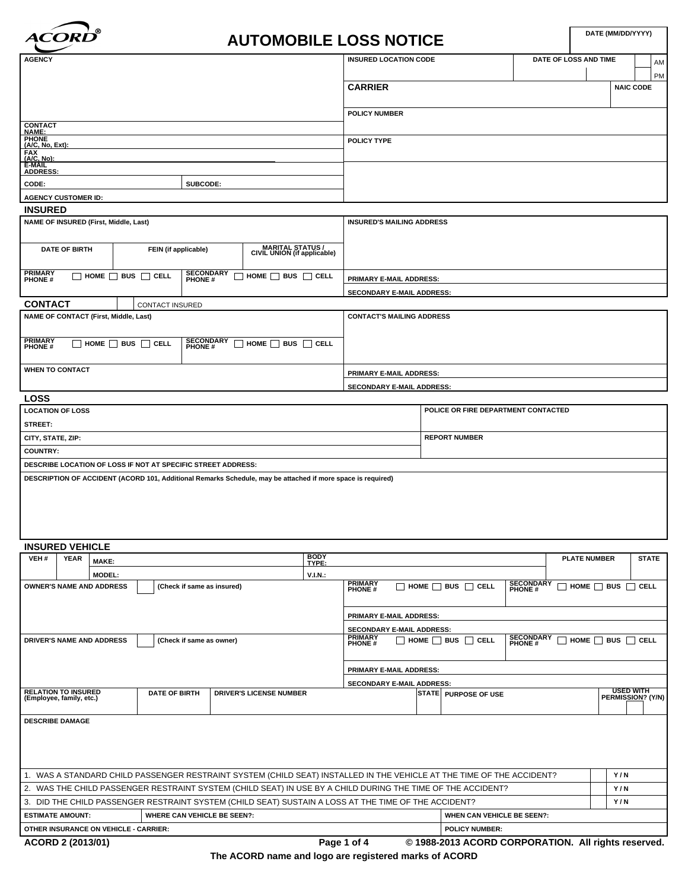ACORD®

# AUTOMOBILE LOSS NOTICE

| DATE (MM/DD/YYYY) |
|---|
| |

| AGENCY | INSURED LOCATION CODE | DATE OF LOSS AND TIME | AM / PM |
|---|---|---|---|
| | **CARRIER** | | NAIC CODE |
| | POLICY NUMBER | | |
| CONTACT NAME: | | | |
| PHONE (A/C, No, Ext): | POLICY TYPE | | |
| FAX (A/C, No): | | | |
| E-MAIL ADDRESS: | | | |
| CODE: SUBCODE: | | | |
| AGENCY CUSTOMER ID: | | | |

## INSURED

| NAME OF INSURED (First, Middle, Last) | | | INSURED'S MAILING ADDRESS |
|---|---|---|---|
| DATE OF BIRTH | FEIN (if applicable) | MARITAL STATUS / CIVIL UNION (if applicable) | |
| PRIMARY PHONE # ☐ HOME ☐ BUS ☐ CELL | SECONDARY PHONE # ☐ HOME ☐ BUS ☐ CELL | | PRIMARY E-MAIL ADDRESS: |
| | | | SECONDARY E-MAIL ADDRESS: |

## CONTACT ☐ CONTACT INSURED

| NAME OF CONTACT (First, Middle, Last) | | CONTACT'S MAILING ADDRESS |
|---|---|---|
| PRIMARY PHONE # ☐ HOME ☐ BUS ☐ CELL | SECONDARY PHONE # ☐ HOME ☐ BUS ☐ CELL | |
| WHEN TO CONTACT | | PRIMARY E-MAIL ADDRESS: |
| | | SECONDARY E-MAIL ADDRESS: |

## LOSS

| LOCATION OF LOSS | POLICE OR FIRE DEPARTMENT CONTACTED |
|---|---|
| STREET: | |
| CITY, STATE, ZIP: | REPORT NUMBER |
| COUNTRY: | |
| DESCRIBE LOCATION OF LOSS IF NOT AT SPECIFIC STREET ADDRESS: | |
| DESCRIPTION OF ACCIDENT (ACORD 101, Additional Remarks Schedule, may be attached if more space is required) | |

## INSURED VEHICLE

| VEH # | YEAR | MAKE: | BODY TYPE: | PLATE NUMBER | STATE |
|---|---|---|---|---|---|
| | | MODEL: | V.I.N.: | | |

| OWNER'S NAME AND ADDRESS ☐ (Check if same as insured) | PRIMARY PHONE # ☐ HOME ☐ BUS ☐ CELL | SECONDARY PHONE # ☐ HOME ☐ BUS ☐ CELL |
|---|---|---|
| | PRIMARY E-MAIL ADDRESS: | |
| | SECONDARY E-MAIL ADDRESS: | |
| DRIVER'S NAME AND ADDRESS ☐ (Check if same as owner) | PRIMARY PHONE # ☐ HOME ☐ BUS ☐ CELL | SECONDARY PHONE # ☐ HOME ☐ BUS ☐ CELL |
| | PRIMARY E-MAIL ADDRESS: | |
| | SECONDARY E-MAIL ADDRESS: | |

| RELATION TO INSURED (Employee, family, etc.) | DATE OF BIRTH | DRIVER'S LICENSE NUMBER | STATE | PURPOSE OF USE | USED WITH PERMISSION? (Y/N) |
|---|---|---|---|---|---|
| | | | | | |

DESCRIBE DAMAGE

| | |
|---|---|
| 1. WAS A STANDARD CHILD PASSENGER RESTRAINT SYSTEM (CHILD SEAT) INSTALLED IN THE VEHICLE AT THE TIME OF THE ACCIDENT? | Y / N |
| 2. WAS THE CHILD PASSENGER RESTRAINT SYSTEM (CHILD SEAT) IN USE BY A CHILD DURING THE TIME OF THE ACCIDENT? | Y / N |
| 3. DID THE CHILD PASSENGER RESTRAINT SYSTEM (CHILD SEAT) SUSTAIN A LOSS AT THE TIME OF THE ACCIDENT? | Y / N |

| ESTIMATE AMOUNT: | WHERE CAN VEHICLE BE SEEN?: | WHEN CAN VEHICLE BE SEEN?: |
|---|---|---|
| OTHER INSURANCE ON VEHICLE - CARRIER: | | POLICY NUMBER: |

ACORD 2 (2013/01) © 1988-2013 ACORD CORPORATION. All rights reserved.

The ACORD name and logo are registered marks of ACORD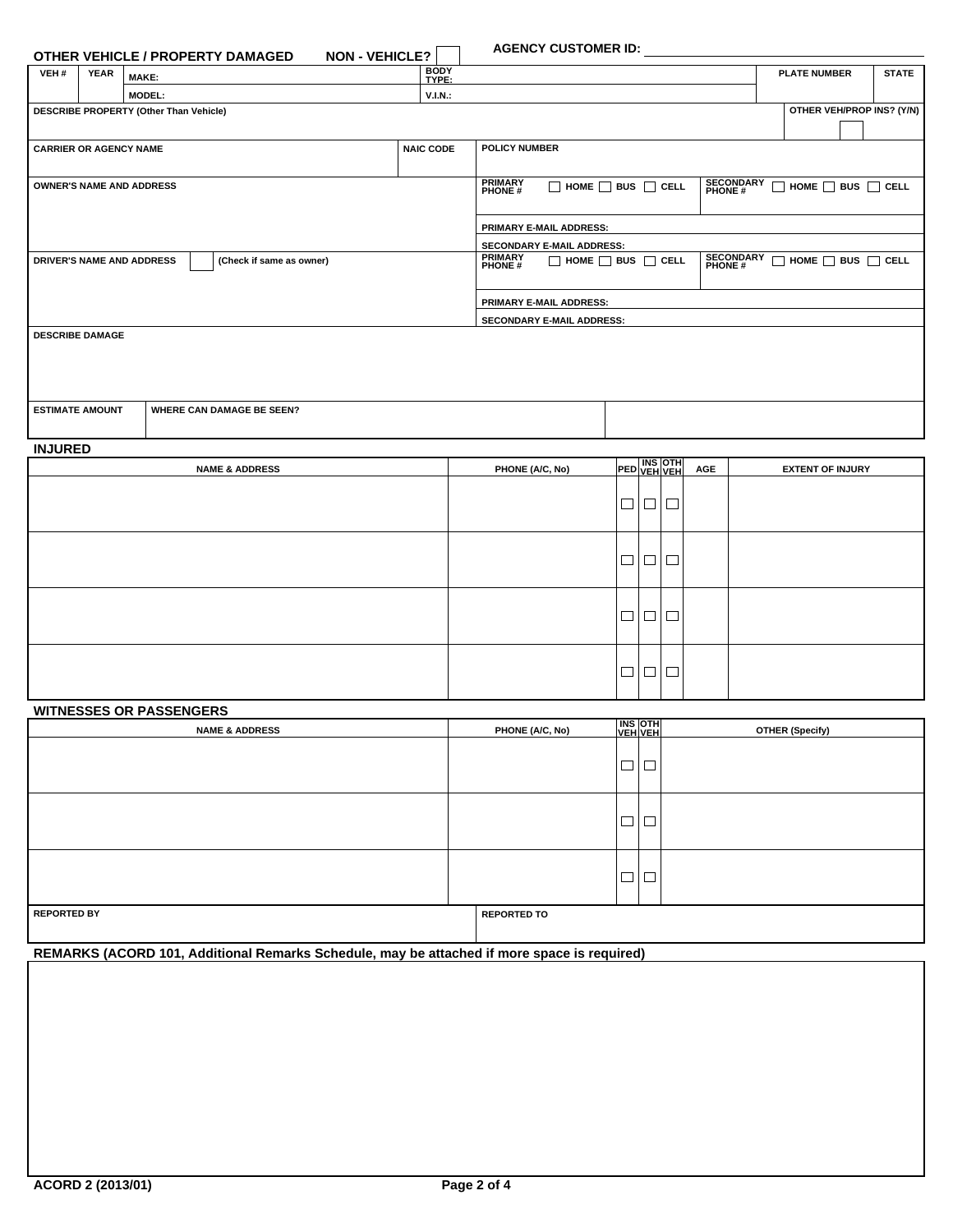**AGENCY CUSTOMER ID:** ______________________

## OTHER VEHICLE / PROPERTY DAMAGED    NON - VEHICLE? ☐

| VEH # | YEAR | MAKE: | BODY TYPE: | PLATE NUMBER | STATE |
|---|---|---|---|---|---|
| | | MODEL: | V.I.N.: | | |

| DESCRIBE PROPERTY (Other Than Vehicle) | OTHER VEH/PROP INS? (Y/N) |
|---|---|
| | ☐ |

| CARRIER OR AGENCY NAME | NAIC CODE | POLICY NUMBER |
|---|---|---|
| | | |

| OWNER'S NAME AND ADDRESS | PRIMARY PHONE # ☐ HOME ☐ BUS ☐ CELL | SECONDARY PHONE # ☐ HOME ☐ BUS ☐ CELL |
|---|---|---|
| | PRIMARY E-MAIL ADDRESS: | |
| | SECONDARY E-MAIL ADDRESS: | |

| DRIVER'S NAME AND ADDRESS ☐ (Check if same as owner) | PRIMARY PHONE # ☐ HOME ☐ BUS ☐ CELL | SECONDARY PHONE # ☐ HOME ☐ BUS ☐ CELL |
|---|---|---|
| | PRIMARY E-MAIL ADDRESS: | |
| | SECONDARY E-MAIL ADDRESS: | |

**DESCRIBE DAMAGE**

| ESTIMATE AMOUNT | WHERE CAN DAMAGE BE SEEN? | |
|---|---|---|
| | | |

## INJURED

| NAME & ADDRESS | PHONE (A/C, No) | PED | INS VEH | OTH VEH | AGE | EXTENT OF INJURY |
|---|---|---|---|---|---|---|
| | | ☐ | ☐ | ☐ | | |
| | | ☐ | ☐ | ☐ | | |
| | | ☐ | ☐ | ☐ | | |
| | | ☐ | ☐ | ☐ | | |

## WITNESSES OR PASSENGERS

| NAME & ADDRESS | PHONE (A/C, No) | INS VEH | OTH VEH | OTHER (Specify) |
|---|---|---|---|---|
| | | ☐ | ☐ | |
| | | ☐ | ☐ | |
| | | ☐ | ☐ | |

| REPORTED BY | REPORTED TO |
|---|---|
| | |

## REMARKS (ACORD 101, Additional Remarks Schedule, may be attached if more space is required)

ACORD 2 (2013/01)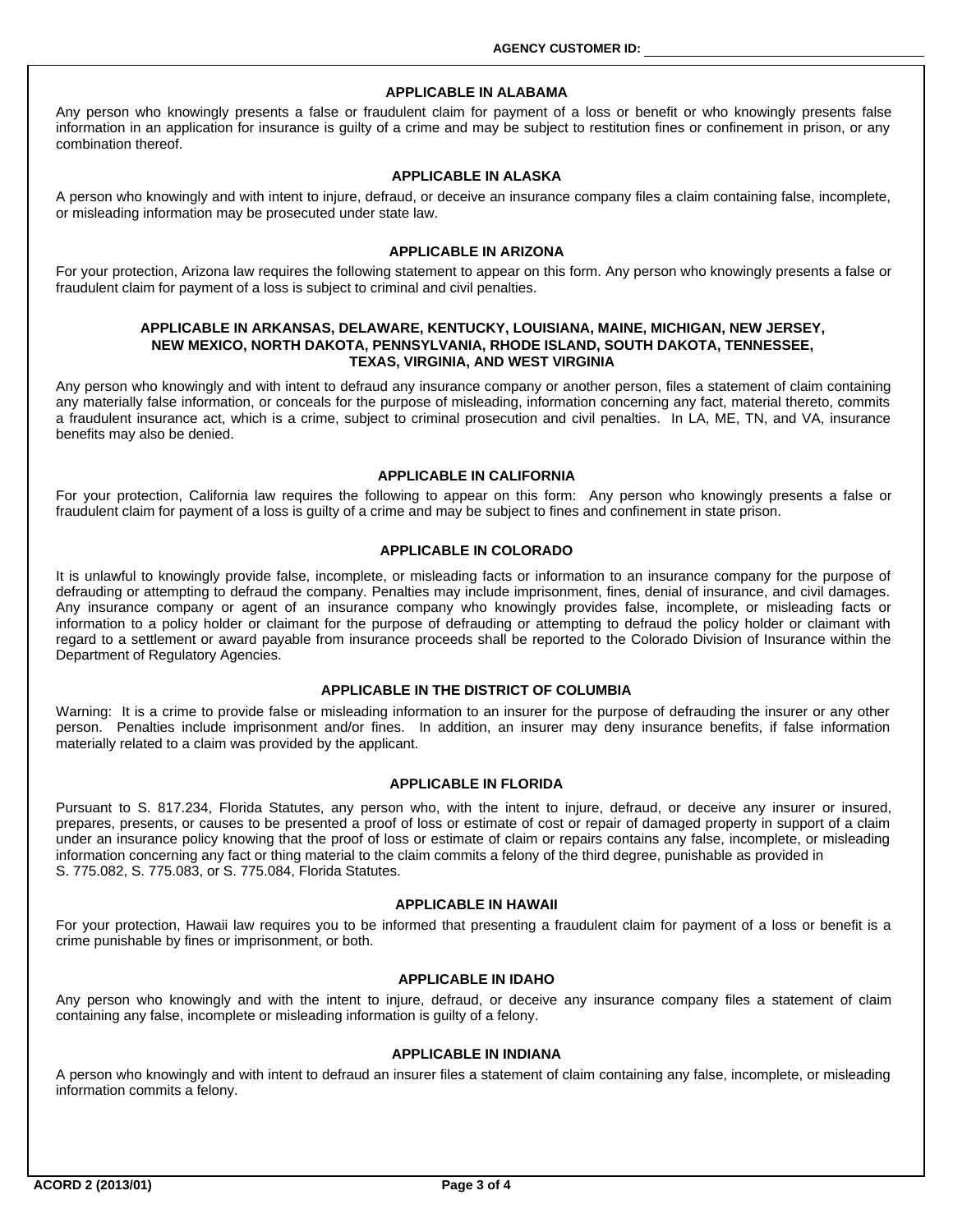AGENCY CUSTOMER ID:

### APPLICABLE IN ALABAMA

Any person who knowingly presents a false or fraudulent claim for payment of a loss or benefit or who knowingly presents false information in an application for insurance is guilty of a crime and may be subject to restitution fines or confinement in prison, or any combination thereof.

### APPLICABLE IN ALASKA

A person who knowingly and with intent to injure, defraud, or deceive an insurance company files a claim containing false, incomplete, or misleading information may be prosecuted under state law.

### APPLICABLE IN ARIZONA

For your protection, Arizona law requires the following statement to appear on this form. Any person who knowingly presents a false or fraudulent claim for payment of a loss is subject to criminal and civil penalties.

### APPLICABLE IN ARKANSAS, DELAWARE, KENTUCKY, LOUISIANA, MAINE, MICHIGAN, NEW JERSEY, NEW MEXICO, NORTH DAKOTA, PENNSYLVANIA, RHODE ISLAND, SOUTH DAKOTA, TENNESSEE, TEXAS, VIRGINIA, AND WEST VIRGINIA

Any person who knowingly and with intent to defraud any insurance company or another person, files a statement of claim containing any materially false information, or conceals for the purpose of misleading, information concerning any fact, material thereto, commits a fraudulent insurance act, which is a crime, subject to criminal prosecution and civil penalties. In LA, ME, TN, and VA, insurance benefits may also be denied.

### APPLICABLE IN CALIFORNIA

For your protection, California law requires the following to appear on this form: Any person who knowingly presents a false or fraudulent claim for payment of a loss is guilty of a crime and may be subject to fines and confinement in state prison.

### APPLICABLE IN COLORADO

It is unlawful to knowingly provide false, incomplete, or misleading facts or information to an insurance company for the purpose of defrauding or attempting to defraud the company. Penalties may include imprisonment, fines, denial of insurance, and civil damages. Any insurance company or agent of an insurance company who knowingly provides false, incomplete, or misleading facts or information to a policy holder or claimant for the purpose of defrauding or attempting to defraud the policy holder or claimant with regard to a settlement or award payable from insurance proceeds shall be reported to the Colorado Division of Insurance within the Department of Regulatory Agencies.

### APPLICABLE IN THE DISTRICT OF COLUMBIA

Warning: It is a crime to provide false or misleading information to an insurer for the purpose of defrauding the insurer or any other person. Penalties include imprisonment and/or fines. In addition, an insurer may deny insurance benefits, if false information materially related to a claim was provided by the applicant.

### APPLICABLE IN FLORIDA

Pursuant to S. 817.234, Florida Statutes, any person who, with the intent to injure, defraud, or deceive any insurer or insured, prepares, presents, or causes to be presented a proof of loss or estimate of cost or repair of damaged property in support of a claim under an insurance policy knowing that the proof of loss or estimate of claim or repairs contains any false, incomplete, or misleading information concerning any fact or thing material to the claim commits a felony of the third degree, punishable as provided in S. 775.082, S. 775.083, or S. 775.084, Florida Statutes.

### APPLICABLE IN HAWAII

For your protection, Hawaii law requires you to be informed that presenting a fraudulent claim for payment of a loss or benefit is a crime punishable by fines or imprisonment, or both.

### APPLICABLE IN IDAHO

Any person who knowingly and with the intent to injure, defraud, or deceive any insurance company files a statement of claim containing any false, incomplete or misleading information is guilty of a felony.

### APPLICABLE IN INDIANA

A person who knowingly and with intent to defraud an insurer files a statement of claim containing any false, incomplete, or misleading information commits a felony.

ACORD 2 (2013/01)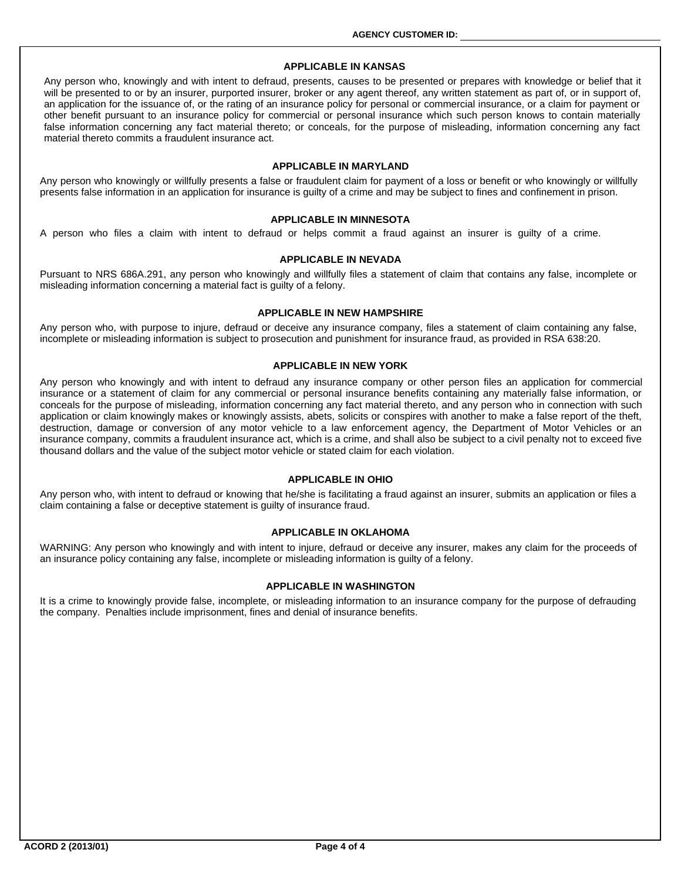AGENCY CUSTOMER ID: ____________________

### APPLICABLE IN KANSAS

Any person who, knowingly and with intent to defraud, presents, causes to be presented or prepares with knowledge or belief that it will be presented to or by an insurer, purported insurer, broker or any agent thereof, any written statement as part of, or in support of, an application for the issuance of, or the rating of an insurance policy for personal or commercial insurance, or a claim for payment or other benefit pursuant to an insurance policy for commercial or personal insurance which such person knows to contain materially false information concerning any fact material thereto; or conceals, for the purpose of misleading, information concerning any fact material thereto commits a fraudulent insurance act.

### APPLICABLE IN MARYLAND

Any person who knowingly or willfully presents a false or fraudulent claim for payment of a loss or benefit or who knowingly or willfully presents false information in an application for insurance is guilty of a crime and may be subject to fines and confinement in prison.

### APPLICABLE IN MINNESOTA

A person who files a claim with intent to defraud or helps commit a fraud against an insurer is guilty of a crime.

### APPLICABLE IN NEVADA

Pursuant to NRS 686A.291, any person who knowingly and willfully files a statement of claim that contains any false, incomplete or misleading information concerning a material fact is guilty of a felony.

### APPLICABLE IN NEW HAMPSHIRE

Any person who, with purpose to injure, defraud or deceive any insurance company, files a statement of claim containing any false, incomplete or misleading information is subject to prosecution and punishment for insurance fraud, as provided in RSA 638:20.

### APPLICABLE IN NEW YORK

Any person who knowingly and with intent to defraud any insurance company or other person files an application for commercial insurance or a statement of claim for any commercial or personal insurance benefits containing any materially false information, or conceals for the purpose of misleading, information concerning any fact material thereto, and any person who in connection with such application or claim knowingly makes or knowingly assists, abets, solicits or conspires with another to make a false report of the theft, destruction, damage or conversion of any motor vehicle to a law enforcement agency, the Department of Motor Vehicles or an insurance company, commits a fraudulent insurance act, which is a crime, and shall also be subject to a civil penalty not to exceed five thousand dollars and the value of the subject motor vehicle or stated claim for each violation.

### APPLICABLE IN OHIO

Any person who, with intent to defraud or knowing that he/she is facilitating a fraud against an insurer, submits an application or files a claim containing a false or deceptive statement is guilty of insurance fraud.

### APPLICABLE IN OKLAHOMA

WARNING: Any person who knowingly and with intent to injure, defraud or deceive any insurer, makes any claim for the proceeds of an insurance policy containing any false, incomplete or misleading information is guilty of a felony.

### APPLICABLE IN WASHINGTON

It is a crime to knowingly provide false, incomplete, or misleading information to an insurance company for the purpose of defrauding the company. Penalties include imprisonment, fines and denial of insurance benefits.

ACORD 2 (2013/01)